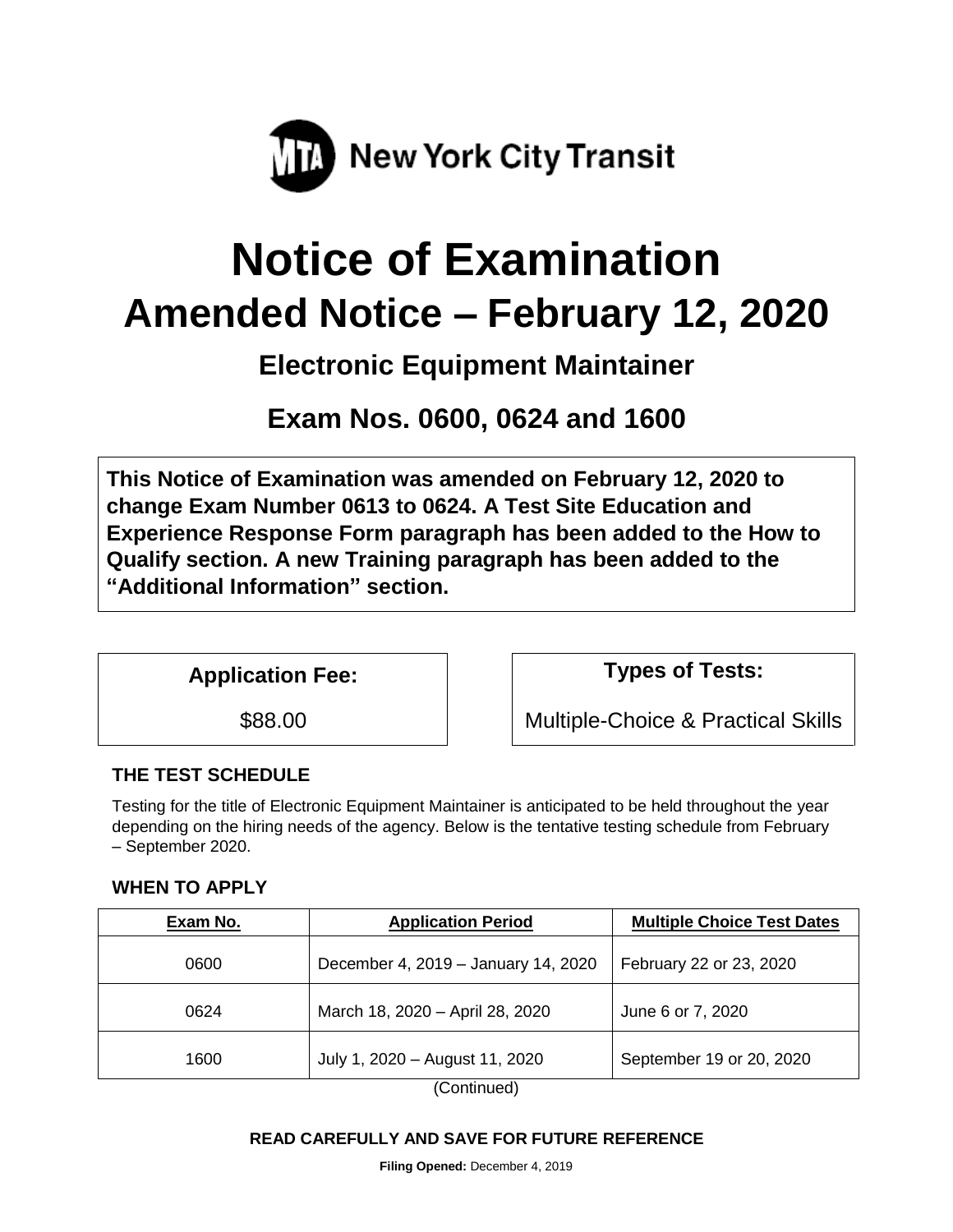New York City Transit

# Notice of Examination

# Amended Notice – February 12, 2020

## Electronic Equipment Maintainer

## Exam Nos. 0600, 0624 and 1600

**This Notice of Examination was amended on February 12, 2020 to change Exam Number 0613 to 0624. A Test Site Education and Experience Response Form paragraph has been added to the How to Qualify section. A new Training paragraph has been added to the "Additional Information" section.**

| Application Fee: | Types of Tests: |
|---|---|
| $88.00 | Multiple-Choice & Practical Skills |

### THE TEST SCHEDULE

Testing for the title of Electronic Equipment Maintainer is anticipated to be held throughout the year depending on the hiring needs of the agency. Below is the tentative testing schedule from February – September 2020.

### WHEN TO APPLY

| Exam No. | Application Period | Multiple Choice Test Dates |
|---|---|---|
| 0600 | December 4, 2019 – January 14, 2020 | February 22 or 23, 2020 |
| 0624 | March 18, 2020 – April 28, 2020 | June 6 or 7, 2020 |
| 1600 | July 1, 2020 – August 11, 2020 | September 19 or 20, 2020 |

(Continued)

**READ CAREFULLY AND SAVE FOR FUTURE REFERENCE**

**Filing Opened:** December 4, 2019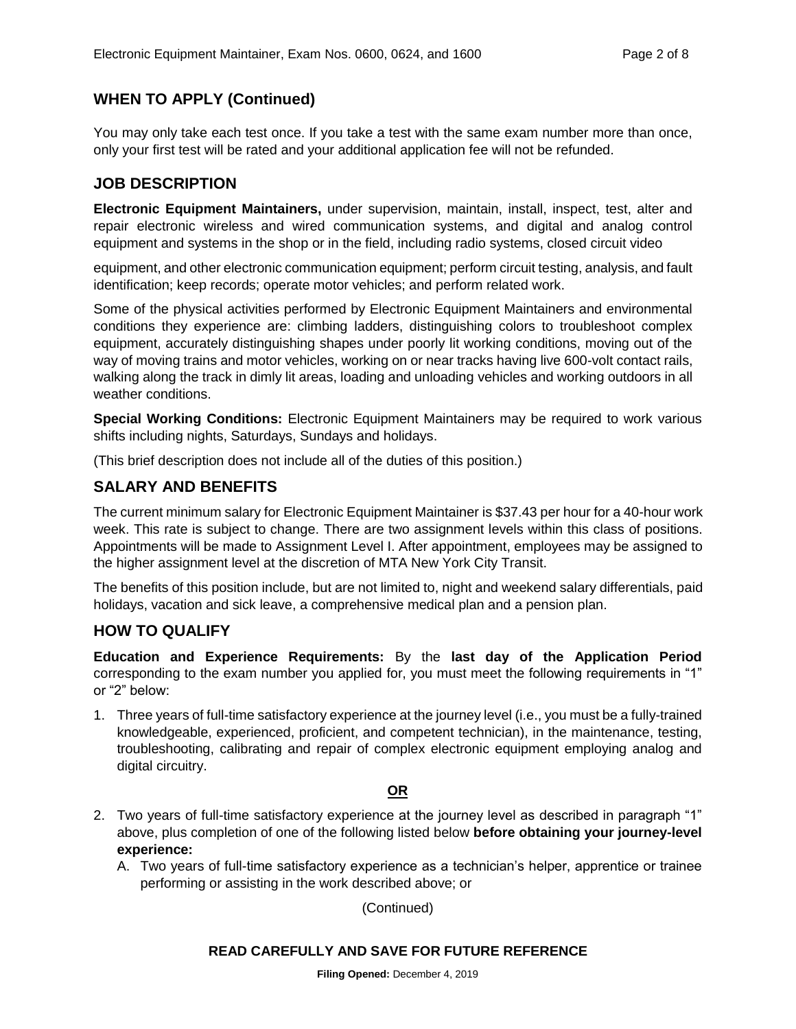## WHEN TO APPLY (Continued)

You may only take each test once. If you take a test with the same exam number more than once, only your first test will be rated and your additional application fee will not be refunded.

## JOB DESCRIPTION

**Electronic Equipment Maintainers,** under supervision, maintain, install, inspect, test, alter and repair electronic wireless and wired communication systems, and digital and analog control equipment and systems in the shop or in the field, including radio systems, closed circuit video equipment, and other electronic communication equipment; perform circuit testing, analysis, and fault identification; keep records; operate motor vehicles; and perform related work.

Some of the physical activities performed by Electronic Equipment Maintainers and environmental conditions they experience are: climbing ladders, distinguishing colors to troubleshoot complex equipment, accurately distinguishing shapes under poorly lit working conditions, moving out of the way of moving trains and motor vehicles, working on or near tracks having live 600-volt contact rails, walking along the track in dimly lit areas, loading and unloading vehicles and working outdoors in all weather conditions.

**Special Working Conditions:** Electronic Equipment Maintainers may be required to work various shifts including nights, Saturdays, Sundays and holidays.

(This brief description does not include all of the duties of this position.)

## SALARY AND BENEFITS

The current minimum salary for Electronic Equipment Maintainer is $37.43 per hour for a 40-hour work week. This rate is subject to change. There are two assignment levels within this class of positions. Appointments will be made to Assignment Level I. After appointment, employees may be assigned to the higher assignment level at the discretion of MTA New York City Transit.

The benefits of this position include, but are not limited to, night and weekend salary differentials, paid holidays, vacation and sick leave, a comprehensive medical plan and a pension plan.

## HOW TO QUALIFY

**Education and Experience Requirements:** By the **last day of the Application Period** corresponding to the exam number you applied for, you must meet the following requirements in "1" or "2" below:

1. Three years of full-time satisfactory experience at the journey level (i.e., you must be a fully-trained knowledgeable, experienced, proficient, and competent technician), in the maintenance, testing, troubleshooting, calibrating and repair of complex electronic equipment employing analog and digital circuitry.

**OR**

2. Two years of full-time satisfactory experience at the journey level as described in paragraph "1" above, plus completion of one of the following listed below **before obtaining your journey-level experience:**
   A. Two years of full-time satisfactory experience as a technician's helper, apprentice or trainee performing or assisting in the work described above; or

(Continued)

**READ CAREFULLY AND SAVE FOR FUTURE REFERENCE**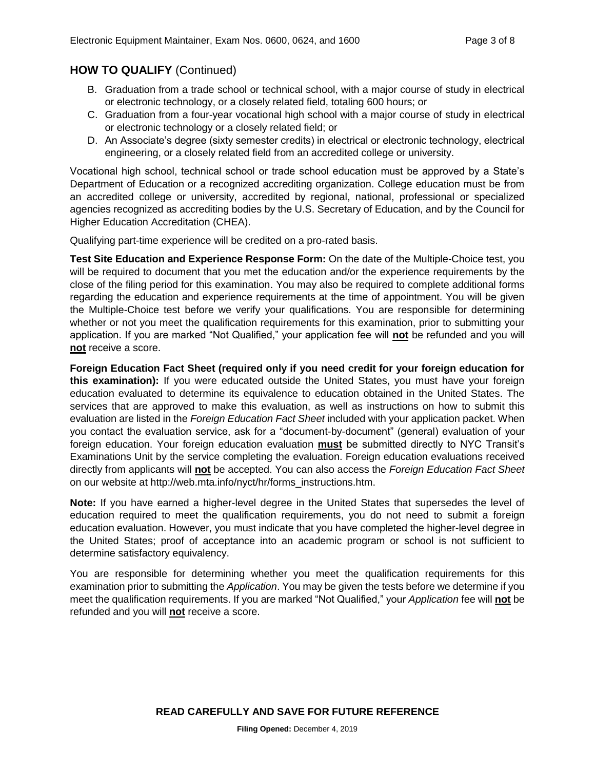## HOW TO QUALIFY (Continued)

B. Graduation from a trade school or technical school, with a major course of study in electrical or electronic technology, or a closely related field, totaling 600 hours; or

C. Graduation from a four-year vocational high school with a major course of study in electrical or electronic technology or a closely related field; or

D. An Associate's degree (sixty semester credits) in electrical or electronic technology, electrical engineering, or a closely related field from an accredited college or university.

Vocational high school, technical school or trade school education must be approved by a State's Department of Education or a recognized accrediting organization. College education must be from an accredited college or university, accredited by regional, national, professional or specialized agencies recognized as accrediting bodies by the U.S. Secretary of Education, and by the Council for Higher Education Accreditation (CHEA).

Qualifying part-time experience will be credited on a pro-rated basis.

**Test Site Education and Experience Response Form:** On the date of the Multiple-Choice test, you will be required to document that you met the education and/or the experience requirements by the close of the filing period for this examination. You may also be required to complete additional forms regarding the education and experience requirements at the time of appointment. You will be given the Multiple-Choice test before we verify your qualifications. You are responsible for determining whether or not you meet the qualification requirements for this examination, prior to submitting your application. If you are marked "Not Qualified," your application fee will **not** be refunded and you will **not** receive a score.

**Foreign Education Fact Sheet (required only if you need credit for your foreign education for this examination):** If you were educated outside the United States, you must have your foreign education evaluated to determine its equivalence to education obtained in the United States. The services that are approved to make this evaluation, as well as instructions on how to submit this evaluation are listed in the *Foreign Education Fact Sheet* included with your application packet. When you contact the evaluation service, ask for a "document-by-document" (general) evaluation of your foreign education. Your foreign education evaluation **must** be submitted directly to NYC Transit's Examinations Unit by the service completing the evaluation. Foreign education evaluations received directly from applicants will **not** be accepted. You can also access the *Foreign Education Fact Sheet* on our website at http://web.mta.info/nyct/hr/forms_instructions.htm.

**Note:** If you have earned a higher-level degree in the United States that supersedes the level of education required to meet the qualification requirements, you do not need to submit a foreign education evaluation. However, you must indicate that you have completed the higher-level degree in the United States; proof of acceptance into an academic program or school is not sufficient to determine satisfactory equivalency.

You are responsible for determining whether you meet the qualification requirements for this examination prior to submitting the *Application*. You may be given the tests before we determine if you meet the qualification requirements. If you are marked "Not Qualified," your *Application* fee will **not** be refunded and you will **not** receive a score.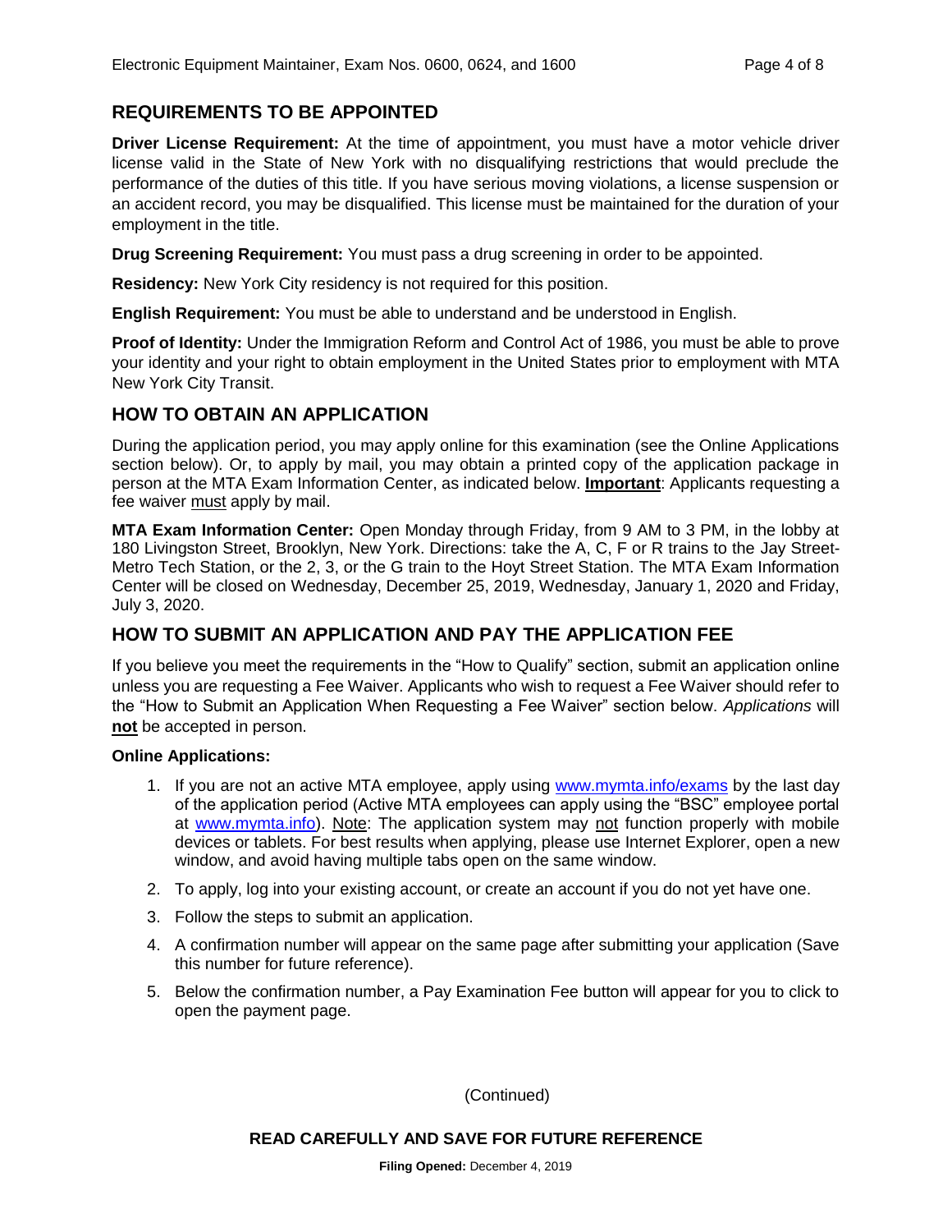## REQUIREMENTS TO BE APPOINTED

**Driver License Requirement:** At the time of appointment, you must have a motor vehicle driver license valid in the State of New York with no disqualifying restrictions that would preclude the performance of the duties of this title. If you have serious moving violations, a license suspension or an accident record, you may be disqualified. This license must be maintained for the duration of your employment in the title.

**Drug Screening Requirement:** You must pass a drug screening in order to be appointed.

**Residency:** New York City residency is not required for this position.

**English Requirement:** You must be able to understand and be understood in English.

**Proof of Identity:** Under the Immigration Reform and Control Act of 1986, you must be able to prove your identity and your right to obtain employment in the United States prior to employment with MTA New York City Transit.

## HOW TO OBTAIN AN APPLICATION

During the application period, you may apply online for this examination (see the Online Applications section below). Or, to apply by mail, you may obtain a printed copy of the application package in person at the MTA Exam Information Center, as indicated below. **Important**: Applicants requesting a fee waiver must apply by mail.

**MTA Exam Information Center:** Open Monday through Friday, from 9 AM to 3 PM, in the lobby at 180 Livingston Street, Brooklyn, New York. Directions: take the A, C, F or R trains to the Jay Street-Metro Tech Station, or the 2, 3, or the G train to the Hoyt Street Station. The MTA Exam Information Center will be closed on Wednesday, December 25, 2019, Wednesday, January 1, 2020 and Friday, July 3, 2020.

## HOW TO SUBMIT AN APPLICATION AND PAY THE APPLICATION FEE

If you believe you meet the requirements in the "How to Qualify" section, submit an application online unless you are requesting a Fee Waiver. Applicants who wish to request a Fee Waiver should refer to the "How to Submit an Application When Requesting a Fee Waiver" section below. *Applications* will **not** be accepted in person.

**Online Applications:**

1. If you are not an active MTA employee, apply using www.mymta.info/exams by the last day of the application period (Active MTA employees can apply using the "BSC" employee portal at www.mymta.info). Note: The application system may not function properly with mobile devices or tablets. For best results when applying, please use Internet Explorer, open a new window, and avoid having multiple tabs open on the same window.
2. To apply, log into your existing account, or create an account if you do not yet have one.
3. Follow the steps to submit an application.
4. A confirmation number will appear on the same page after submitting your application (Save this number for future reference).
5. Below the confirmation number, a Pay Examination Fee button will appear for you to click to open the payment page.

(Continued)

**READ CAREFULLY AND SAVE FOR FUTURE REFERENCE**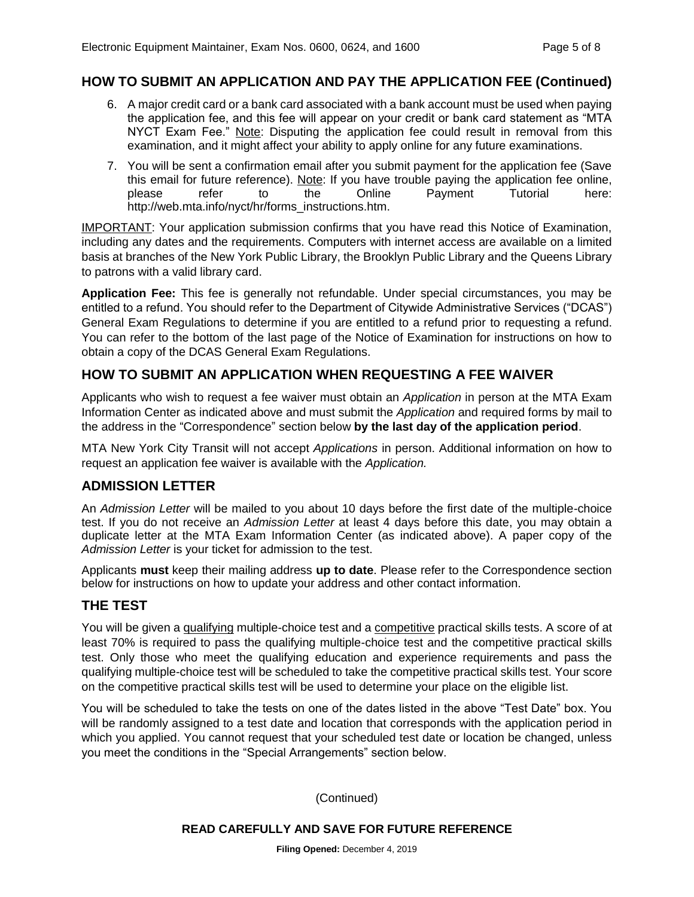## HOW TO SUBMIT AN APPLICATION AND PAY THE APPLICATION FEE (Continued)

6. A major credit card or a bank card associated with a bank account must be used when paying the application fee, and this fee will appear on your credit or bank card statement as "MTA NYCT Exam Fee." Note: Disputing the application fee could result in removal from this examination, and it might affect your ability to apply online for any future examinations.
7. You will be sent a confirmation email after you submit payment for the application fee (Save this email for future reference). Note: If you have trouble paying the application fee online, please refer to the Online Payment Tutorial here: http://web.mta.info/nyct/hr/forms_instructions.htm.

IMPORTANT: Your application submission confirms that you have read this Notice of Examination, including any dates and the requirements. Computers with internet access are available on a limited basis at branches of the New York Public Library, the Brooklyn Public Library and the Queens Library to patrons with a valid library card.

**Application Fee:** This fee is generally not refundable. Under special circumstances, you may be entitled to a refund. You should refer to the Department of Citywide Administrative Services ("DCAS") General Exam Regulations to determine if you are entitled to a refund prior to requesting a refund. You can refer to the bottom of the last page of the Notice of Examination for instructions on how to obtain a copy of the DCAS General Exam Regulations.

## HOW TO SUBMIT AN APPLICATION WHEN REQUESTING A FEE WAIVER

Applicants who wish to request a fee waiver must obtain an *Application* in person at the MTA Exam Information Center as indicated above and must submit the *Application* and required forms by mail to the address in the "Correspondence" section below **by the last day of the application period**.

MTA New York City Transit will not accept *Applications* in person. Additional information on how to request an application fee waiver is available with the *Application.*

## ADMISSION LETTER

An *Admission Letter* will be mailed to you about 10 days before the first date of the multiple-choice test. If you do not receive an *Admission Letter* at least 4 days before this date, you may obtain a duplicate letter at the MTA Exam Information Center (as indicated above). A paper copy of the *Admission Letter* is your ticket for admission to the test.

Applicants **must** keep their mailing address **up to date**. Please refer to the Correspondence section below for instructions on how to update your address and other contact information.

## THE TEST

You will be given a qualifying multiple-choice test and a competitive practical skills tests. A score of at least 70% is required to pass the qualifying multiple-choice test and the competitive practical skills test. Only those who meet the qualifying education and experience requirements and pass the qualifying multiple-choice test will be scheduled to take the competitive practical skills test. Your score on the competitive practical skills test will be used to determine your place on the eligible list.

You will be scheduled to take the tests on one of the dates listed in the above "Test Date" box. You will be randomly assigned to a test date and location that corresponds with the application period in which you applied. You cannot request that your scheduled test date or location be changed, unless you meet the conditions in the "Special Arrangements" section below.

(Continued)

**READ CAREFULLY AND SAVE FOR FUTURE REFERENCE**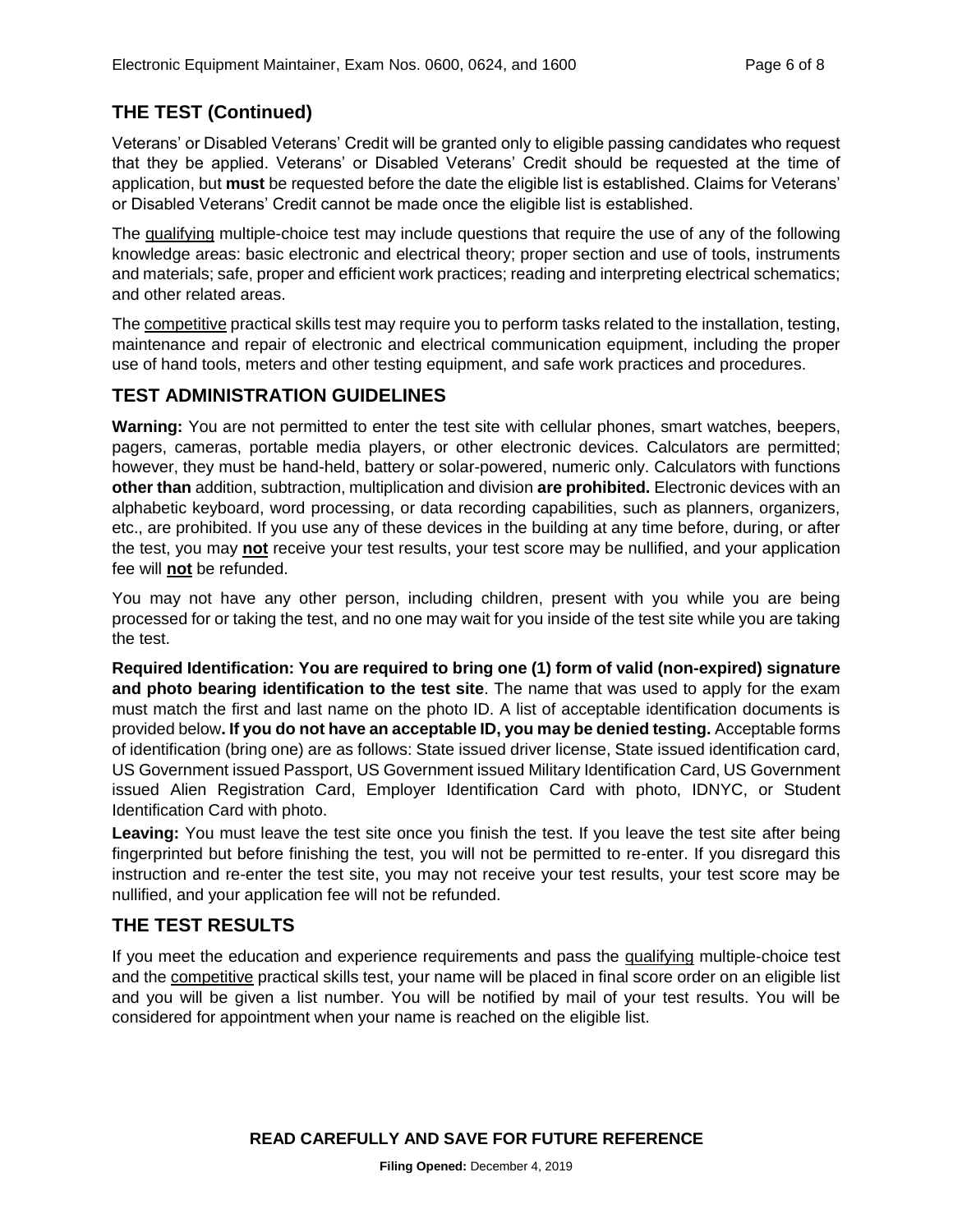## THE TEST (Continued)

Veterans' or Disabled Veterans' Credit will be granted only to eligible passing candidates who request that they be applied. Veterans' or Disabled Veterans' Credit should be requested at the time of application, but **must** be requested before the date the eligible list is established. Claims for Veterans' or Disabled Veterans' Credit cannot be made once the eligible list is established.

The qualifying multiple-choice test may include questions that require the use of any of the following knowledge areas: basic electronic and electrical theory; proper section and use of tools, instruments and materials; safe, proper and efficient work practices; reading and interpreting electrical schematics; and other related areas.

The competitive practical skills test may require you to perform tasks related to the installation, testing, maintenance and repair of electronic and electrical communication equipment, including the proper use of hand tools, meters and other testing equipment, and safe work practices and procedures.

## TEST ADMINISTRATION GUIDELINES

**Warning:** You are not permitted to enter the test site with cellular phones, smart watches, beepers, pagers, cameras, portable media players, or other electronic devices. Calculators are permitted; however, they must be hand-held, battery or solar-powered, numeric only. Calculators with functions **other than** addition, subtraction, multiplication and division **are prohibited.** Electronic devices with an alphabetic keyboard, word processing, or data recording capabilities, such as planners, organizers, etc., are prohibited. If you use any of these devices in the building at any time before, during, or after the test, you may **not** receive your test results, your test score may be nullified, and your application fee will **not** be refunded.

You may not have any other person, including children, present with you while you are being processed for or taking the test, and no one may wait for you inside of the test site while you are taking the test.

**Required Identification: You are required to bring one (1) form of valid (non-expired) signature and photo bearing identification to the test site**. The name that was used to apply for the exam must match the first and last name on the photo ID. A list of acceptable identification documents is provided below**. If you do not have an acceptable ID, you may be denied testing.** Acceptable forms of identification (bring one) are as follows: State issued driver license, State issued identification card, US Government issued Passport, US Government issued Military Identification Card, US Government issued Alien Registration Card, Employer Identification Card with photo, IDNYC, or Student Identification Card with photo.

**Leaving:** You must leave the test site once you finish the test. If you leave the test site after being fingerprinted but before finishing the test, you will not be permitted to re-enter. If you disregard this instruction and re-enter the test site, you may not receive your test results, your test score may be nullified, and your application fee will not be refunded.

## THE TEST RESULTS

If you meet the education and experience requirements and pass the qualifying multiple-choice test and the competitive practical skills test, your name will be placed in final score order on an eligible list and you will be given a list number. You will be notified by mail of your test results. You will be considered for appointment when your name is reached on the eligible list.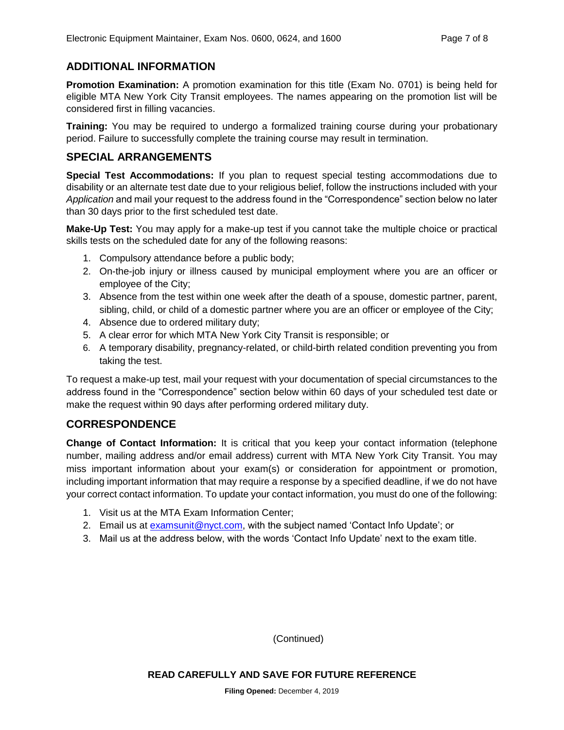## ADDITIONAL INFORMATION

**Promotion Examination:** A promotion examination for this title (Exam No. 0701) is being held for eligible MTA New York City Transit employees. The names appearing on the promotion list will be considered first in filling vacancies.

**Training:** You may be required to undergo a formalized training course during your probationary period. Failure to successfully complete the training course may result in termination.

## SPECIAL ARRANGEMENTS

**Special Test Accommodations:** If you plan to request special testing accommodations due to disability or an alternate test date due to your religious belief, follow the instructions included with your *Application* and mail your request to the address found in the "Correspondence" section below no later than 30 days prior to the first scheduled test date.

**Make-Up Test:** You may apply for a make-up test if you cannot take the multiple choice or practical skills tests on the scheduled date for any of the following reasons:

1. Compulsory attendance before a public body;
2. On-the-job injury or illness caused by municipal employment where you are an officer or employee of the City;
3. Absence from the test within one week after the death of a spouse, domestic partner, parent, sibling, child, or child of a domestic partner where you are an officer or employee of the City;
4. Absence due to ordered military duty;
5. A clear error for which MTA New York City Transit is responsible; or
6. A temporary disability, pregnancy-related, or child-birth related condition preventing you from taking the test.

To request a make-up test, mail your request with your documentation of special circumstances to the address found in the "Correspondence" section below within 60 days of your scheduled test date or make the request within 90 days after performing ordered military duty.

## CORRESPONDENCE

**Change of Contact Information:** It is critical that you keep your contact information (telephone number, mailing address and/or email address) current with MTA New York City Transit. You may miss important information about your exam(s) or consideration for appointment or promotion, including important information that may require a response by a specified deadline, if we do not have your correct contact information. To update your contact information, you must do one of the following:

1. Visit us at the MTA Exam Information Center;
2. Email us at examsunit@nyct.com, with the subject named 'Contact Info Update'; or
3. Mail us at the address below, with the words 'Contact Info Update' next to the exam title.

(Continued)

**READ CAREFULLY AND SAVE FOR FUTURE REFERENCE**

**Filing Opened:** December 4, 2019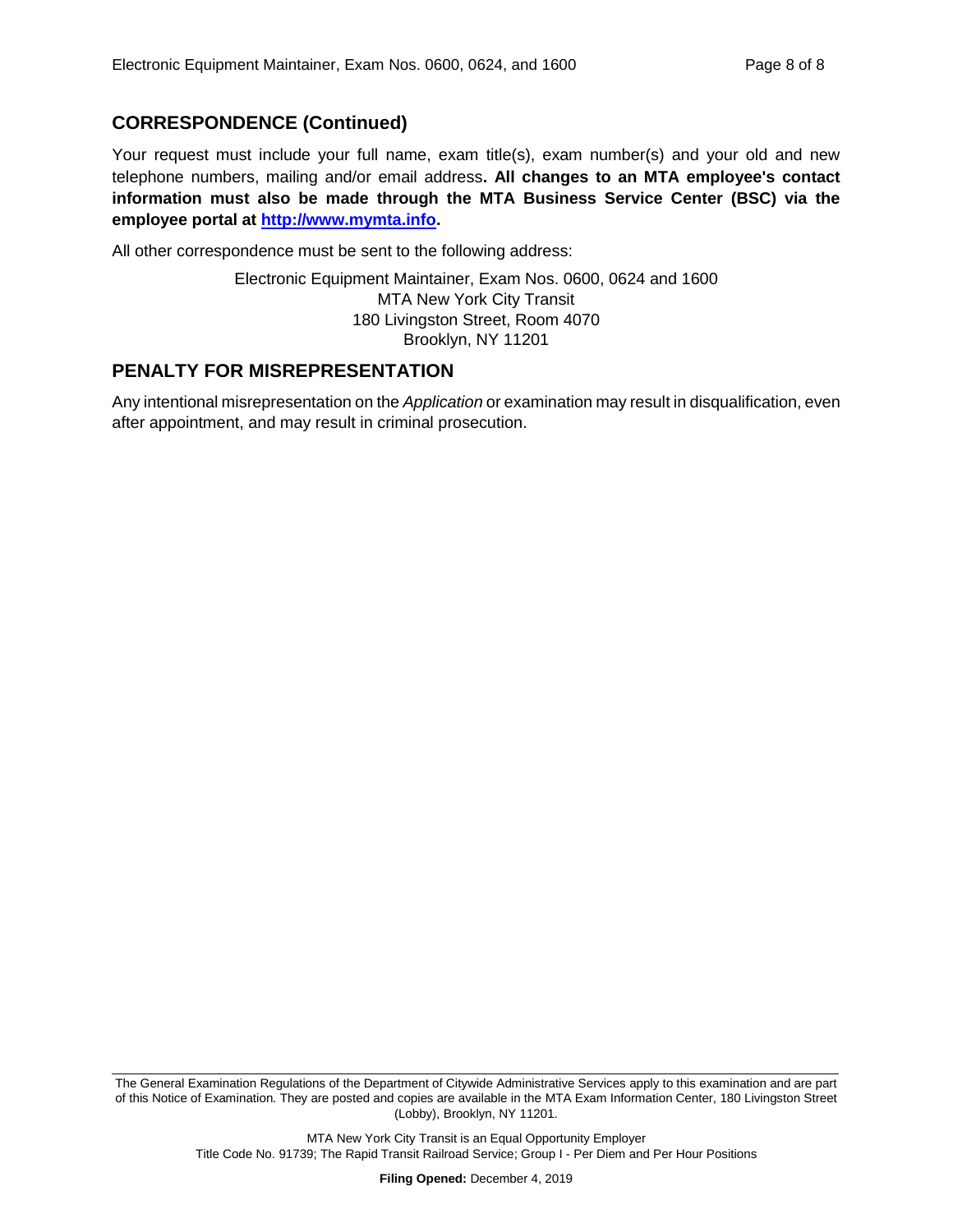## CORRESPONDENCE (Continued)

Your request must include your full name, exam title(s), exam number(s) and your old and new telephone numbers, mailing and/or email address**. All changes to an MTA employee's contact information must also be made through the MTA Business Service Center (BSC) via the employee portal at [http://www.mymta.info](http://www.mymta.info).**

All other correspondence must be sent to the following address:

Electronic Equipment Maintainer, Exam Nos. 0600, 0624 and 1600
MTA New York City Transit
180 Livingston Street, Room 4070
Brooklyn, NY 11201

## PENALTY FOR MISREPRESENTATION

Any intentional misrepresentation on the *Application* or examination may result in disqualification, even after appointment, and may result in criminal prosecution.

---

The General Examination Regulations of the Department of Citywide Administrative Services apply to this examination and are part of this Notice of Examination. They are posted and copies are available in the MTA Exam Information Center, 180 Livingston Street (Lobby), Brooklyn, NY 11201.

MTA New York City Transit is an Equal Opportunity Employer
Title Code No. 91739; The Rapid Transit Railroad Service; Group I - Per Diem and Per Hour Positions

**Filing Opened:** December 4, 2019